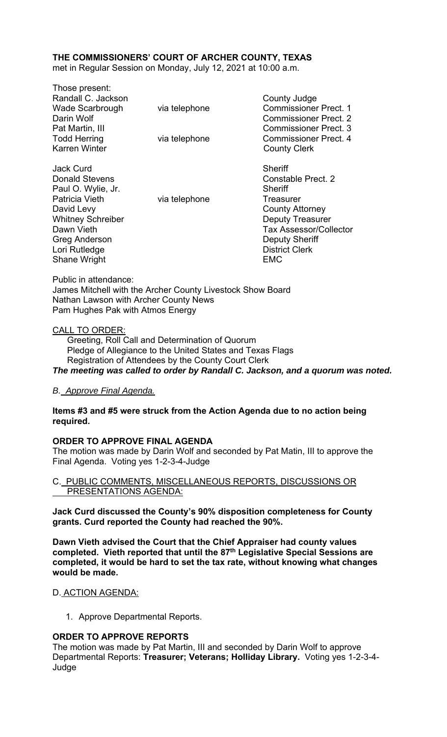**THE COMMISSIONERS' COURT OF ARCHER COUNTY, TEXAS**
met in Regular Session on Monday, July 12, 2021 at 10:00 a.m.

Those present:

| | | |
|---|---|---|
| Randall C. Jackson | | County Judge |
| Wade Scarbrough | via telephone | Commissioner Prect. 1 |
| Darin Wolf | | Commissioner Prect. 2 |
| Pat Martin, III | | Commissioner Prect. 3 |
| Todd Herring | via telephone | Commissioner Prect. 4 |
| Karren Winter | | County Clerk |
| | | |
| Jack Curd | | Sheriff |
| Donald Stevens | | Constable Prect. 2 |
| Paul O. Wylie, Jr. | | Sheriff |
| Patricia Vieth | via telephone | Treasurer |
| David Levy | | County Attorney |
| Whitney Schreiber | | Deputy Treasurer |
| Dawn Vieth | | Tax Assessor/Collector |
| Greg Anderson | | Deputy Sheriff |
| Lori Rutledge | | District Clerk |
| Shane Wright | | EMC |

Public in attendance:
James Mitchell with the Archer County Livestock Show Board
Nathan Lawson with Archer County News
Pam Hughes Pak with Atmos Energy

CALL TO ORDER:
Greeting, Roll Call and Determination of Quorum
Pledge of Allegiance to the United States and Texas Flags
Registration of Attendees by the County Court Clerk
***The meeting was called to order by Randall C. Jackson, and a quorum was noted.***

*B. Approve Final Agenda.*

**Items #3 and #5 were struck from the Action Agenda due to no action being required.**

**ORDER TO APPROVE FINAL AGENDA**
The motion was made by Darin Wolf and seconded by Pat Matin, III to approve the Final Agenda. Voting yes 1-2-3-4-Judge

C. PUBLIC COMMENTS, MISCELLANEOUS REPORTS, DISCUSSIONS OR PRESENTATIONS AGENDA:

**Jack Curd discussed the County's 90% disposition completeness for County grants. Curd reported the County had reached the 90%.**

**Dawn Vieth advised the Court that the Chief Appraiser had county values completed. Vieth reported that until the 87th Legislative Special Sessions are completed, it would be hard to set the tax rate, without knowing what changes would be made.**

D. ACTION AGENDA:

1. Approve Departmental Reports.

**ORDER TO APPROVE REPORTS**
The motion was made by Pat Martin, III and seconded by Darin Wolf to approve Departmental Reports: **Treasurer; Veterans; Holliday Library.** Voting yes 1-2-3-4-Judge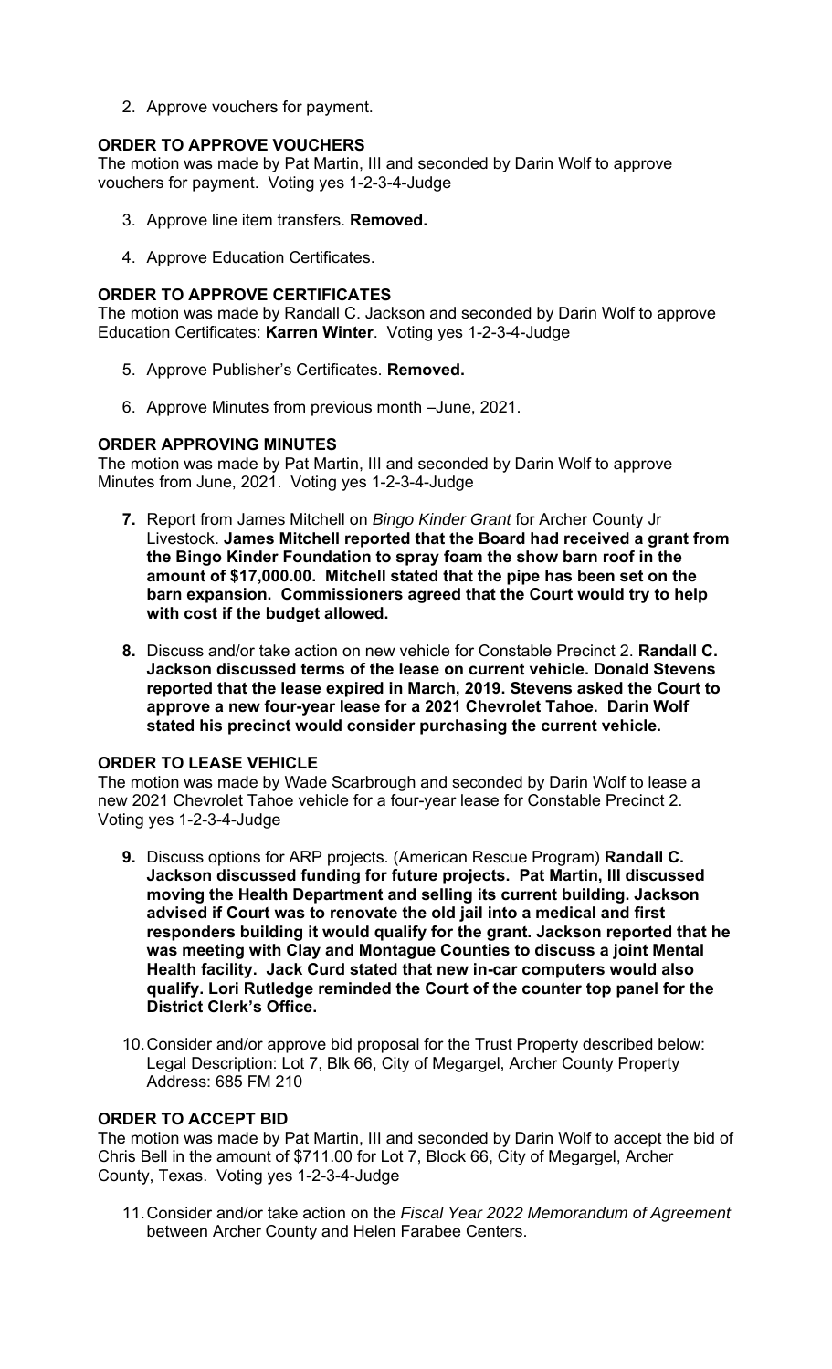2. Approve vouchers for payment.

**ORDER TO APPROVE VOUCHERS**

The motion was made by Pat Martin, III and seconded by Darin Wolf to approve vouchers for payment. Voting yes 1-2-3-4-Judge

3. Approve line item transfers. **Removed.**

4. Approve Education Certificates.

**ORDER TO APPROVE CERTIFICATES**

The motion was made by Randall C. Jackson and seconded by Darin Wolf to approve Education Certificates: **Karren Winter**. Voting yes 1-2-3-4-Judge

5. Approve Publisher's Certificates. **Removed.**

6. Approve Minutes from previous month –June, 2021.

**ORDER APPROVING MINUTES**

The motion was made by Pat Martin, III and seconded by Darin Wolf to approve Minutes from June, 2021. Voting yes 1-2-3-4-Judge

7. Report from James Mitchell on *Bingo Kinder Grant* for Archer County Jr Livestock. **James Mitchell reported that the Board had received a grant from the Bingo Kinder Foundation to spray foam the show barn roof in the amount of $17,000.00. Mitchell stated that the pipe has been set on the barn expansion. Commissioners agreed that the Court would try to help with cost if the budget allowed.**

8. Discuss and/or take action on new vehicle for Constable Precinct 2. **Randall C. Jackson discussed terms of the lease on current vehicle. Donald Stevens reported that the lease expired in March, 2019. Stevens asked the Court to approve a new four-year lease for a 2021 Chevrolet Tahoe. Darin Wolf stated his precinct would consider purchasing the current vehicle.**

**ORDER TO LEASE VEHICLE**

The motion was made by Wade Scarbrough and seconded by Darin Wolf to lease a new 2021 Chevrolet Tahoe vehicle for a four-year lease for Constable Precinct 2. Voting yes 1-2-3-4-Judge

9. Discuss options for ARP projects. (American Rescue Program) **Randall C. Jackson discussed funding for future projects. Pat Martin, III discussed moving the Health Department and selling its current building. Jackson advised if Court was to renovate the old jail into a medical and first responders building it would qualify for the grant. Jackson reported that he was meeting with Clay and Montague Counties to discuss a joint Mental Health facility. Jack Curd stated that new in-car computers would also qualify. Lori Rutledge reminded the Court of the counter top panel for the District Clerk's Office.**

10. Consider and/or approve bid proposal for the Trust Property described below: Legal Description: Lot 7, Blk 66, City of Megargel, Archer County Property Address: 685 FM 210

**ORDER TO ACCEPT BID**

The motion was made by Pat Martin, III and seconded by Darin Wolf to accept the bid of Chris Bell in the amount of $711.00 for Lot 7, Block 66, City of Megargel, Archer County, Texas. Voting yes 1-2-3-4-Judge

11. Consider and/or take action on the *Fiscal Year 2022 Memorandum of Agreement* between Archer County and Helen Farabee Centers.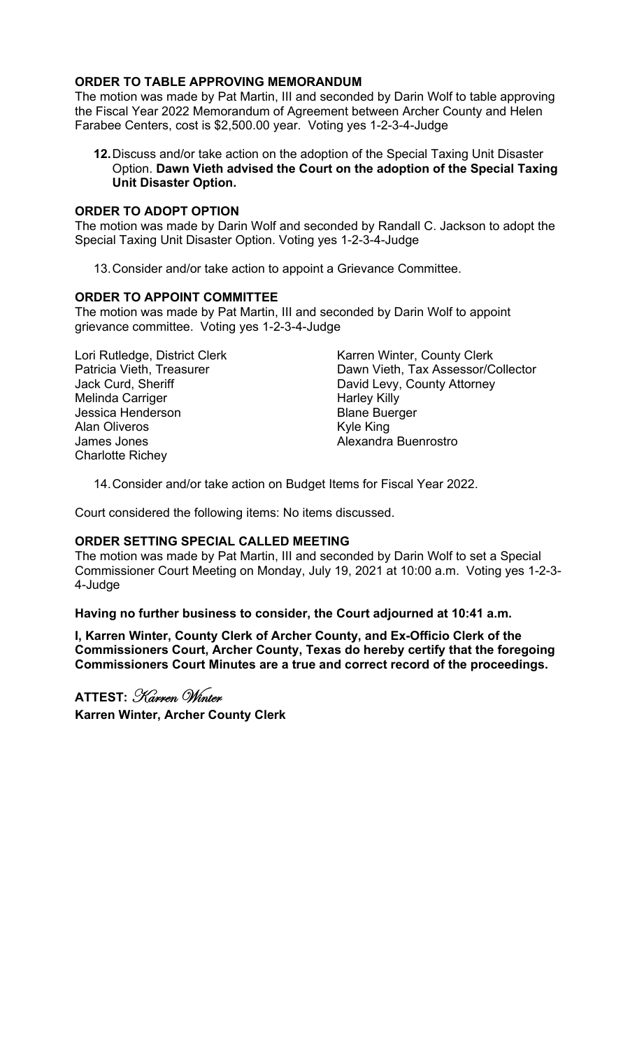**ORDER TO TABLE APPROVING MEMORANDUM**

The motion was made by Pat Martin, III and seconded by Darin Wolf to table approving the Fiscal Year 2022 Memorandum of Agreement between Archer County and Helen Farabee Centers, cost is $2,500.00 year. Voting yes 1-2-3-4-Judge

**12.** Discuss and/or take action on the adoption of the Special Taxing Unit Disaster Option. **Dawn Vieth advised the Court on the adoption of the Special Taxing Unit Disaster Option.**

**ORDER TO ADOPT OPTION**

The motion was made by Darin Wolf and seconded by Randall C. Jackson to adopt the Special Taxing Unit Disaster Option. Voting yes 1-2-3-4-Judge

13. Consider and/or take action to appoint a Grievance Committee.

**ORDER TO APPOINT COMMITTEE**

The motion was made by Pat Martin, III and seconded by Darin Wolf to appoint grievance committee. Voting yes 1-2-3-4-Judge

| | |
|---|---|
| Lori Rutledge, District Clerk | Karren Winter, County Clerk |
| Patricia Vieth, Treasurer | Dawn Vieth, Tax Assessor/Collector |
| Jack Curd, Sheriff | David Levy, County Attorney |
| Melinda Carriger | Harley Killy |
| Jessica Henderson | Blane Buerger |
| Alan Oliveros | Kyle King |
| James Jones | Alexandra Buenrostro |
| Charlotte Richey | |

14. Consider and/or take action on Budget Items for Fiscal Year 2022.

Court considered the following items: No items discussed.

**ORDER SETTING SPECIAL CALLED MEETING**

The motion was made by Pat Martin, III and seconded by Darin Wolf to set a Special Commissioner Court Meeting on Monday, July 19, 2021 at 10:00 a.m. Voting yes 1-2-3-4-Judge

**Having no further business to consider, the Court adjourned at 10:41 a.m.**

**I, Karren Winter, County Clerk of Archer County, and Ex-Officio Clerk of the Commissioners Court, Archer County, Texas do hereby certify that the foregoing Commissioners Court Minutes are a true and correct record of the proceedings.**

**ATTEST:** *Karren Winter*

**Karren Winter, Archer County Clerk**